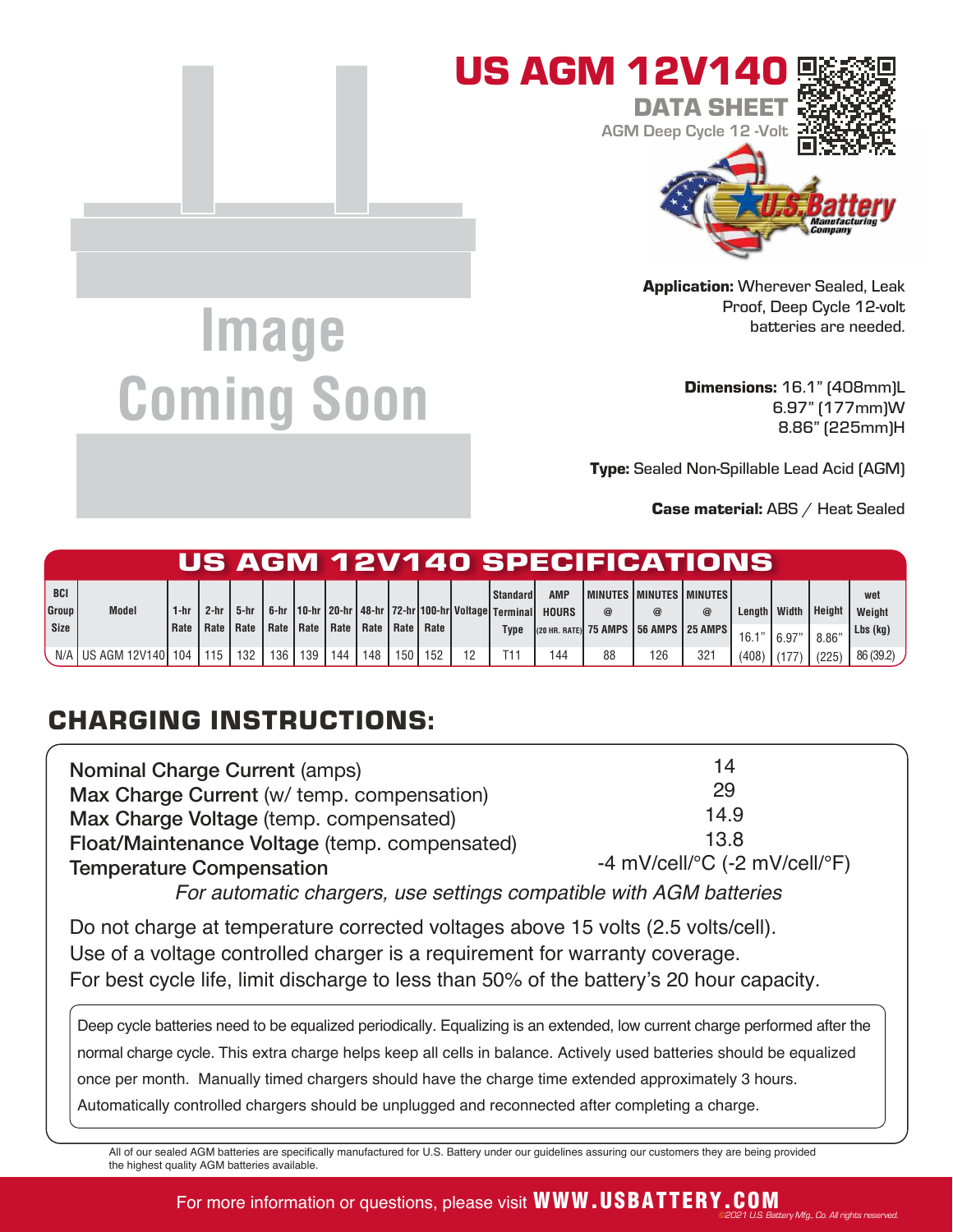# US AGM 12V140

## DATA SHEET

AGM Deep Cycle 12 -Volt

Image Coming Soon

**Application:** Wherever Sealed, Leak Proof, Deep Cycle 12-volt batteries are needed.

**Dimensions:** 16.1" (408mm)L
6.97" (177mm)W
8.86" (225mm)H

**Type:** Sealed Non-Spillable Lead Acid (AGM)

**Case material:** ABS / Heat Sealed

## US AGM 12V140 SPECIFICATIONS

| BCI Group Size | Model | 1-hr Rate | 2-hr Rate | 5-hr Rate | 6-hr Rate | 10-hr Rate | 20-hr Rate | 48-hr Rate | 72-hr Rate | 100-hr Rate | Voltage | Standard Terminal Type | AMP HOURS (20 HR. RATE) | MINUTES @ 75 AMPS | MINUTES @ 56 AMPS | MINUTES @ 25 AMPS | Length 16.1" | Width 6.97" | Height 8.86" | wet Weight Lbs (kg) |
|---|---|---|---|---|---|---|---|---|---|---|---|---|---|---|---|---|---|---|---|---|
| N/A | US AGM 12V140 | 104 | 115 | 132 | 136 | 139 | 144 | 148 | 150 | 152 | 12 | T11 | 144 | 88 | 126 | 321 | (408) | (177) | (225) | 86 (39.2) |

## CHARGING INSTRUCTIONS:

| | |
|---|---|
| Nominal Charge Current (amps) | 14 |
| Max Charge Current (w/ temp. compensation) | 29 |
| Max Charge Voltage (temp. compensated) | 14.9 |
| Float/Maintenance Voltage (temp. compensated) | 13.8 |
| Temperature Compensation | -4 mV/cell/°C (-2 mV/cell/°F) |

*For automatic chargers, use settings compatible with AGM batteries*

Do not charge at temperature corrected voltages above 15 volts (2.5 volts/cell).
Use of a voltage controlled charger is a requirement for warranty coverage.
For best cycle life, limit discharge to less than 50% of the battery's 20 hour capacity.

Deep cycle batteries need to be equalized periodically. Equalizing is an extended, low current charge performed after the normal charge cycle. This extra charge helps keep all cells in balance. Actively used batteries should be equalized once per month. Manually timed chargers should have the charge time extended approximately 3 hours. Automatically controlled chargers should be unplugged and reconnected after completing a charge.

All of our sealed AGM batteries are specifically manufactured for U.S. Battery under our guidelines assuring our customers they are being provided the highest quality AGM batteries available.

For more information or questions, please visit **WWW.USBATTERY.COM**

*©2021 U.S. Battery Mfg. Co. All rights reserved.*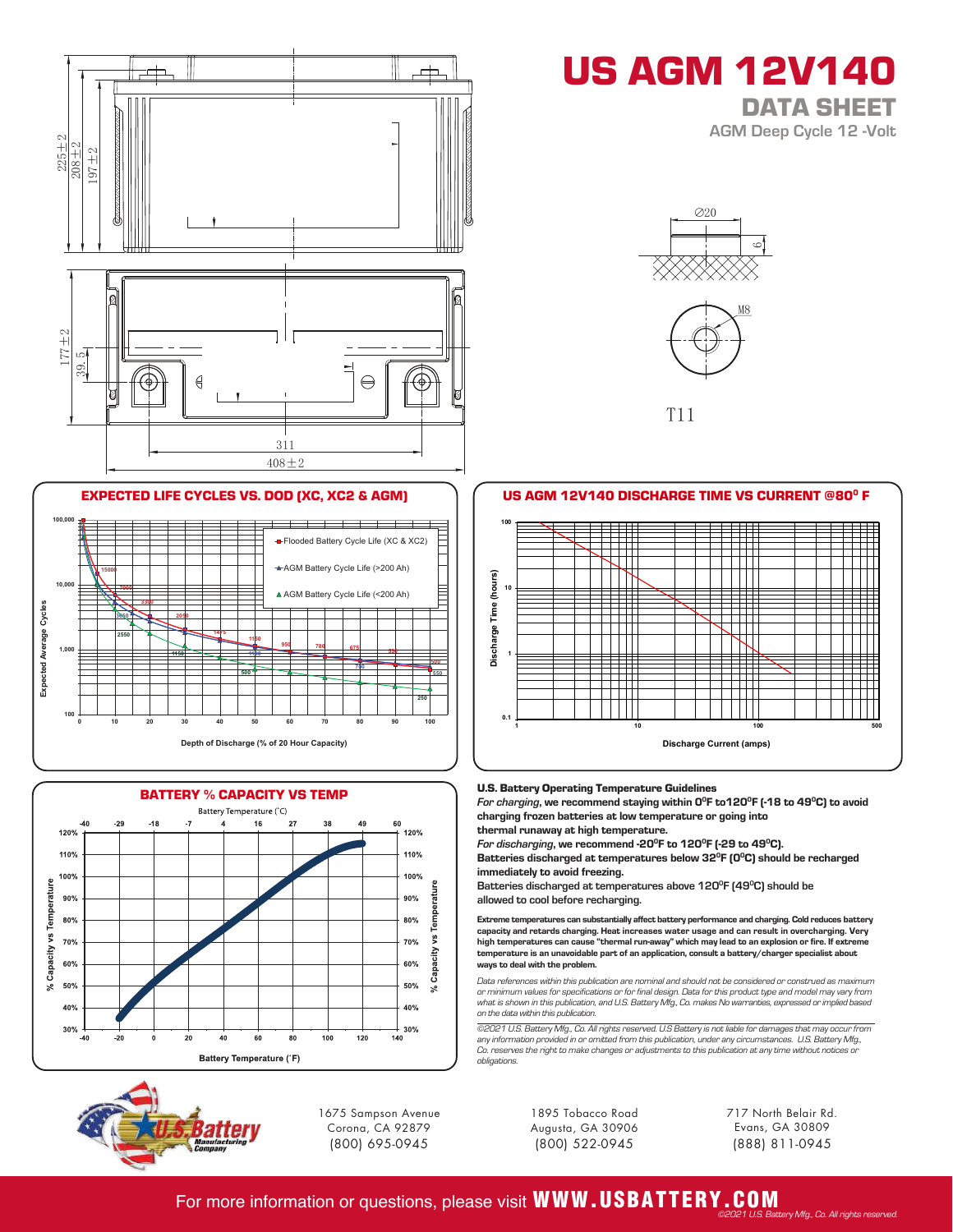# US AGM 12V140

## DATA SHEET

AGM Deep Cycle 12 -Volt

225±2
208±2
197±2
177±2
39.5
311
408±2

∅20
6
M8
T11

## EXPECTED LIFE CYCLES VS. DOD (XC, XC2 & AGM)

Flooded Battery Cycle Life (XC & XC2)
AGM Battery Cycle Life (>200 Ah)
AGM Battery Cycle Life (<200 Ah)

Expected Average Cycles
100,000
10,000
1,000
100

15000
7000
3350
2050
1475
1150
950
780
675
580
500
3950
2550
1150
1000
780
550
500
250

0 10 20 30 40 50 60 70 80 90 100

Depth of Discharge (% of 20 Hour Capacity)

## US AGM 12V140 DISCHARGE TIME VS CURRENT @80⁰ F

Discharge Time (hours)
100
10
1
0.1

1 10 100 500

Discharge Current (amps)

## BATTERY % CAPACITY VS TEMP

Battery Temperature (˚C)
-40 -29 -18 -7 4 16 27 38 49 60

% Capacity vs Temperature
120% 110% 100% 90% 80% 70% 60% 50% 40% 30%

-40 -20 0 20 40 60 80 100 120 140

Battery Temperature (˚F)

**U.S. Battery Operating Temperature Guidelines**

***For charging*, we recommend staying within 0⁰F to120⁰F (-18 to 49⁰C) to avoid charging frozen batteries at low temperature or going into thermal runaway at high temperature.**

***For discharging*, we recommend -20⁰F to 120⁰F (-29 to 49⁰C).**

**Batteries discharged at temperatures below 32⁰F (0⁰C) should be recharged immediately to avoid freezing.**

**Batteries discharged at temperatures above 120⁰F (49⁰C) should be allowed to cool before recharging.**

**Extreme temperatures can substantially affect battery performance and charging. Cold reduces battery capacity and retards charging. Heat increases water usage and can result in overcharging. Very high temperatures can cause "thermal run-away" which may lead to an explosion or fire. If extreme temperature is an unavoidable part of an application, consult a battery/charger specialist about ways to deal with the problem.**

*Data references within this publication are nominal and should not be considered or construed as maximum or minimum values for specifications or for final design. Data for this product type and model may vary from what is shown in this publication, and U.S. Battery Mfg., Co. makes No warranties, expressed or implied based on the data within this publication.*

*©2021 U.S. Battery Mfg., Co. All rights reserved. U.S Battery is not liable for damages that may occur from any information provided in or omitted from this publication, under any circumstances. U.S. Battery Mfg., Co. reserves the right to make changes or adjustments to this publication at any time without notices or obligations.*

U.S. Battery Manufacturing Company

1675 Sampson Avenue
Corona, CA 92879
(800) 695-0945

1895 Tobacco Road
Augusta, GA 30906
(800) 522-0945

717 North Belair Rd.
Evans, GA 30809
(888) 811-0945

For more information or questions, please visit **WWW.USBATTERY.COM**

*©2021 U.S. Battery Mfg., Co. All rights reserved.*